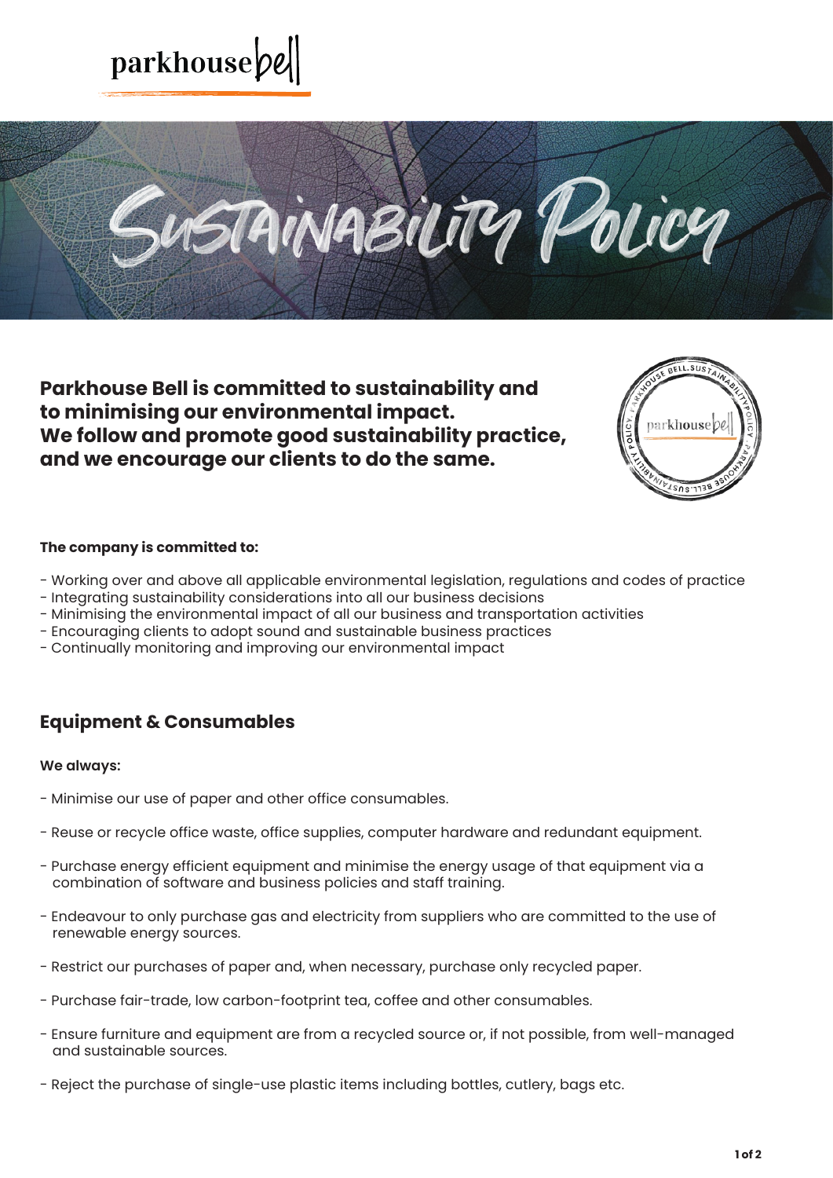# Sustainability Policy

**Parkhouse Bell is committed to sustainability and to minimising our environmental impact. We follow and promote good sustainability practice, and we encourage our clients to do the same.**

**The company is committed to:**

- Working over and above all applicable environmental legislation, regulations and codes of practice
- Integrating sustainability considerations into all our business decisions
- Minimising the environmental impact of all our business and transportation activities
- Encouraging clients to adopt sound and sustainable business practices
- Continually monitoring and improving our environmental impact

## Equipment & Consumables

**We always:**

- Minimise our use of paper and other office consumables.
- Reuse or recycle office waste, office supplies, computer hardware and redundant equipment.
- Purchase energy efficient equipment and minimise the energy usage of that equipment via a combination of software and business policies and staff training.
- Endeavour to only purchase gas and electricity from suppliers who are committed to the use of renewable energy sources.
- Restrict our purchases of paper and, when necessary, purchase only recycled paper.
- Purchase fair-trade, low carbon-footprint tea, coffee and other consumables.
- Ensure furniture and equipment are from a recycled source or, if not possible, from well-managed and sustainable sources.
- Reject the purchase of single-use plastic items including bottles, cutlery, bags etc.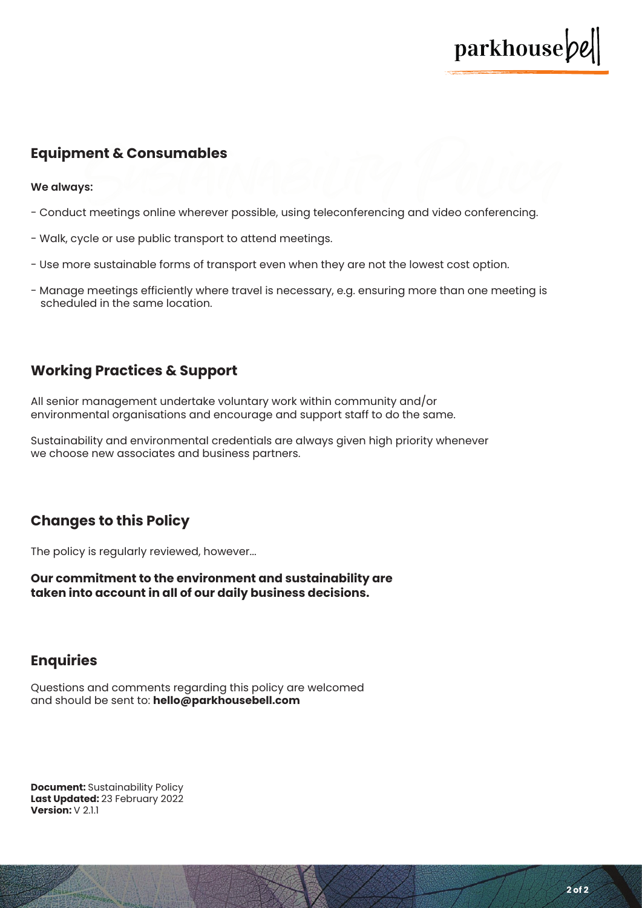## Equipment & Consumables

**We always:**

- Conduct meetings online wherever possible, using teleconferencing and video conferencing.
- Walk, cycle or use public transport to attend meetings.
- Use more sustainable forms of transport even when they are not the lowest cost option.
- Manage meetings efficiently where travel is necessary, e.g. ensuring more than one meeting is scheduled in the same location.

## Working Practices & Support

All senior management undertake voluntary work within community and/or environmental organisations and encourage and support staff to do the same.

Sustainability and environmental credentials are always given high priority whenever we choose new associates and business partners.

## Changes to this Policy

The policy is regularly reviewed, however...

**Our commitment to the environment and sustainability are taken into account in all of our daily business decisions.**

## Enquiries

Questions and comments regarding this policy are welcomed and should be sent to: **hello@parkhousebell.com**

**Document:** Sustainability Policy
**Last Updated:** 23 February 2022
**Version:** V 2.1.1